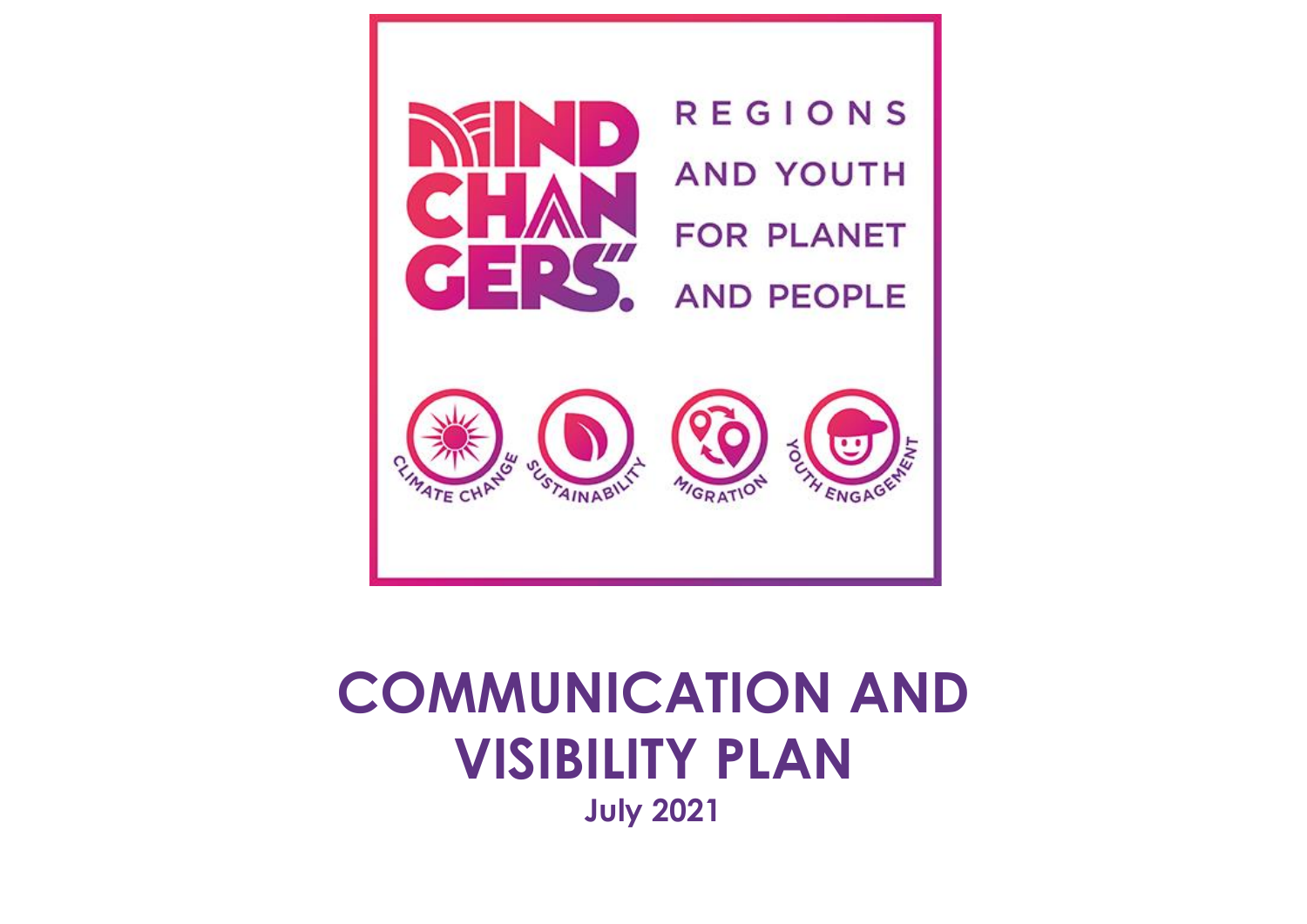MIND CHANGERS.

REGIONS AND YOUTH FOR PLANET AND PEOPLE

CLIMATE CHANGE | SUSTAINABILITY | MIGRATION | YOUTH ENGAGEMENT

# COMMUNICATION AND VISIBILITY PLAN

**July 2021**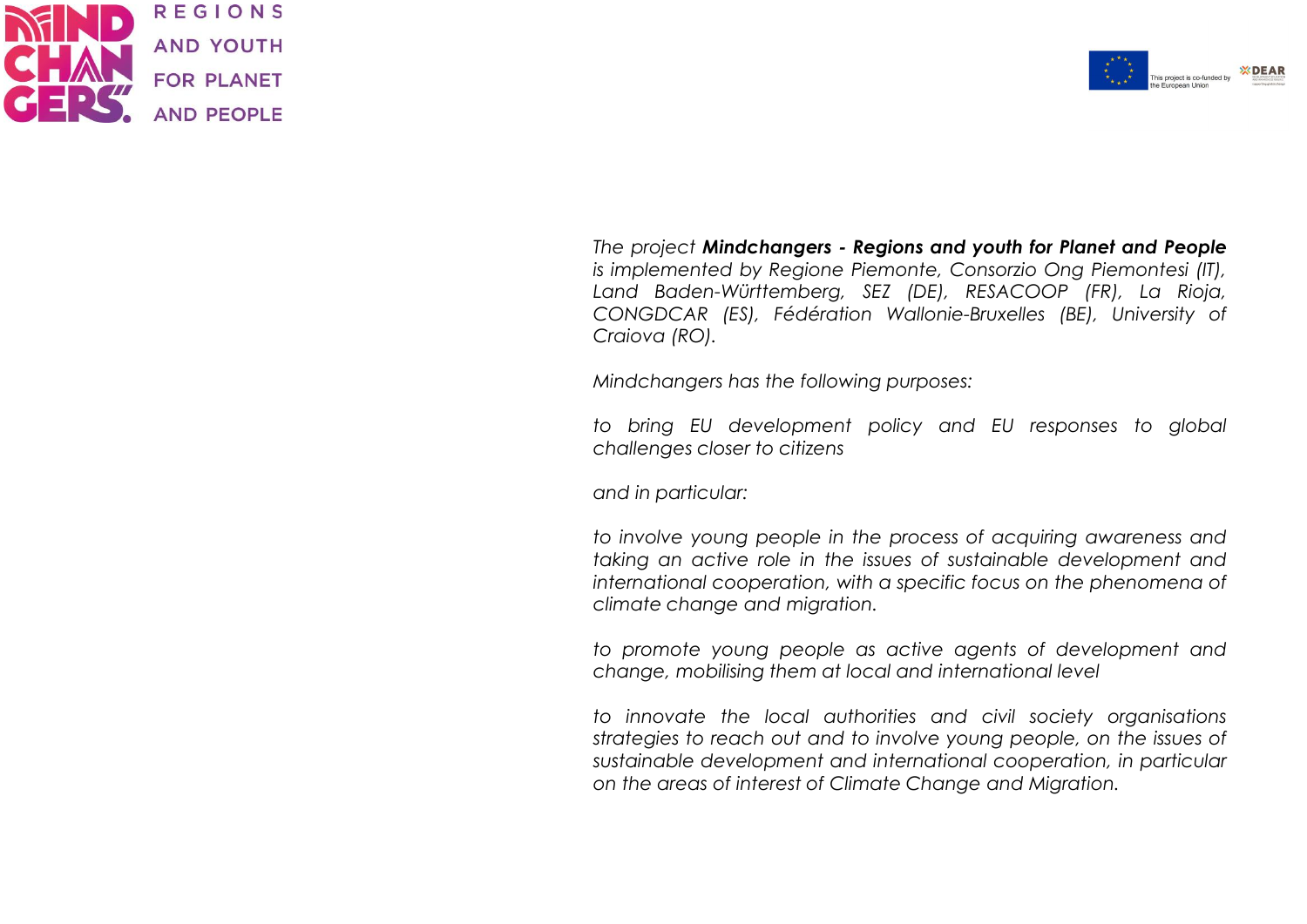*The project **Mindchangers - Regions and youth for Planet and People** is implemented by Regione Piemonte, Consorzio Ong Piemontesi (IT), Land Baden-Württemberg, SEZ (DE), RESACOOP (FR), La Rioja, CONGDCAR (ES), Fédération Wallonie-Bruxelles (BE), University of Craiova (RO).*

*Mindchangers has the following purposes:*

*to bring EU development policy and EU responses to global challenges closer to citizens*

*and in particular:*

*to involve young people in the process of acquiring awareness and taking an active role in the issues of sustainable development and international cooperation, with a specific focus on the phenomena of climate change and migration.*

*to promote young people as active agents of development and change, mobilising them at local and international level*

*to innovate the local authorities and civil society organisations strategies to reach out and to involve young people, on the issues of sustainable development and international cooperation, in particular on the areas of interest of Climate Change and Migration.*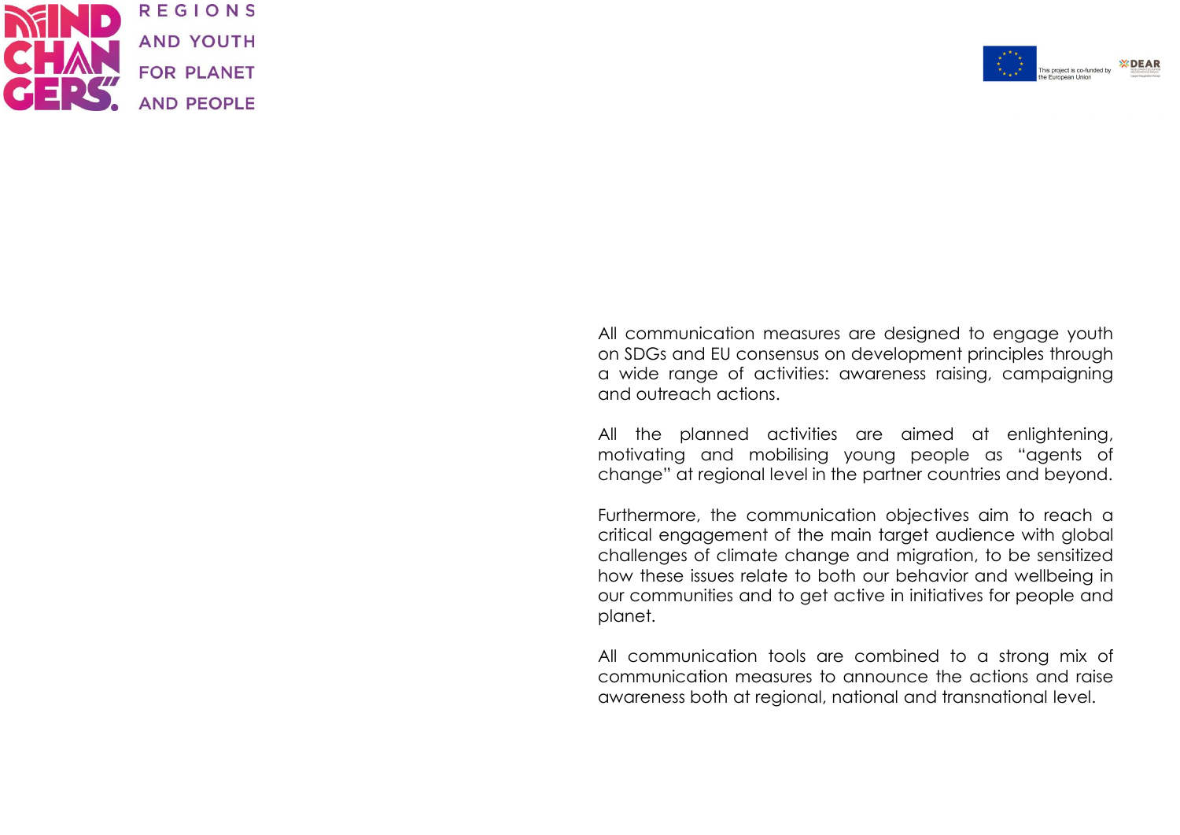All communication measures are designed to engage youth on SDGs and EU consensus on development principles through a wide range of activities: awareness raising, campaigning and outreach actions.

All the planned activities are aimed at enlightening, motivating and mobilising young people as “agents of change” at regional level in the partner countries and beyond.

Furthermore, the communication objectives aim to reach a critical engagement of the main target audience with global challenges of climate change and migration, to be sensitized how these issues relate to both our behavior and wellbeing in our communities and to get active in initiatives for people and planet.

All communication tools are combined to a strong mix of communication measures to announce the actions and raise awareness both at regional, national and transnational level.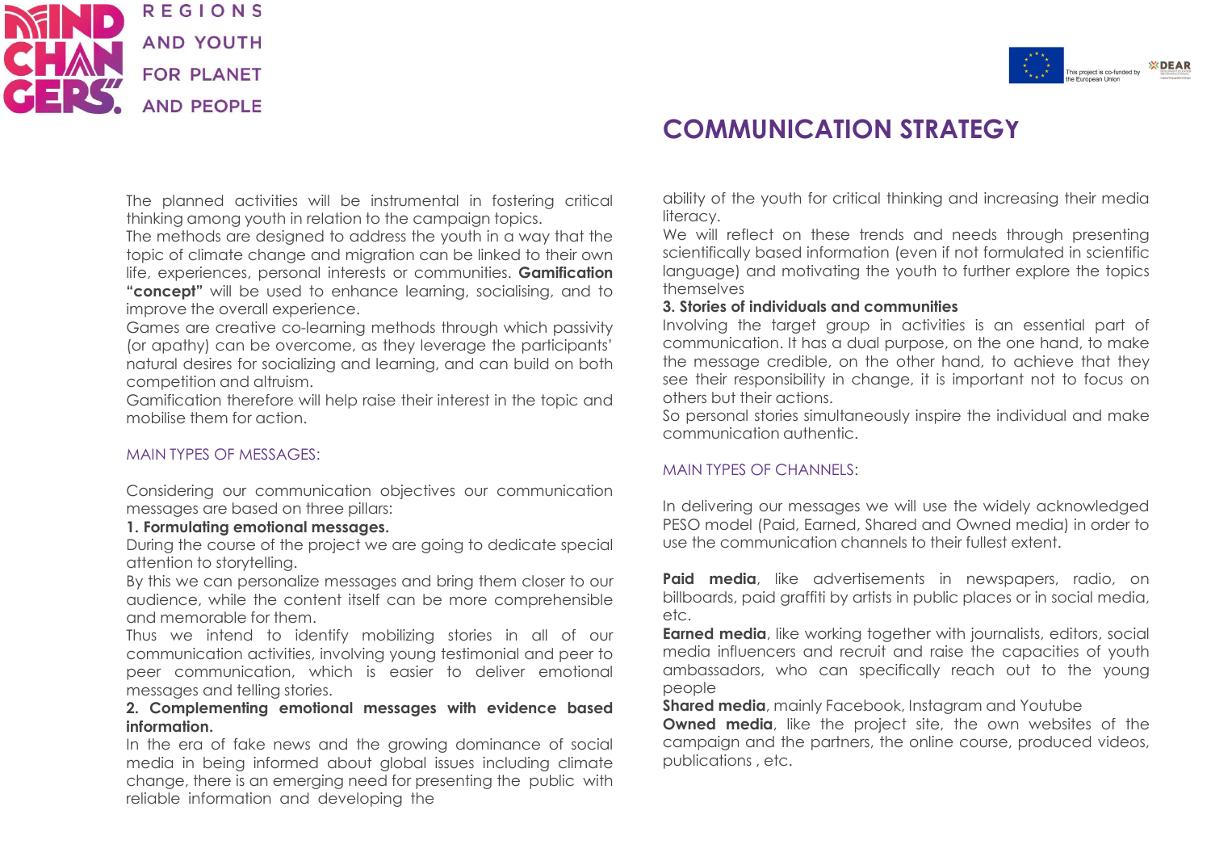# COMMUNICATION STRATEGY

The planned activities will be instrumental in fostering critical thinking among youth in relation to the campaign topics.
The methods are designed to address the youth in a way that the topic of climate change and migration can be linked to their own life, experiences, personal interests or communities. **Gamification "concept"** will be used to enhance learning, socialising, and to improve the overall experience.
Games are creative co-learning methods through which passivity (or apathy) can be overcome, as they leverage the participants' natural desires for socializing and learning, and can build on both competition and altruism.
Gamification therefore will help raise their interest in the topic and mobilise them for action.

## MAIN TYPES OF MESSAGES:

Considering our communication objectives our communication messages are based on three pillars:

**1. Formulating emotional messages.**
During the course of the project we are going to dedicate special attention to storytelling.
By this we can personalize messages and bring them closer to our audience, while the content itself can be more comprehensible and memorable for them.
Thus we intend to identify mobilizing stories in all of our communication activities, involving young testimonial and peer to peer communication, which is easier to deliver emotional messages and telling stories.

**2. Complementing emotional messages with evidence based information.**
In the era of fake news and the growing dominance of social media in being informed about global issues including climate change, there is an emerging need for presenting the public with reliable information and developing the ability of the youth for critical thinking and increasing their media literacy.
We will reflect on these trends and needs through presenting scientifically based information (even if not formulated in scientific language) and motivating the youth to further explore the topics themselves

**3. Stories of individuals and communities**
Involving the target group in activities is an essential part of communication. It has a dual purpose, on the one hand, to make the message credible, on the other hand, to achieve that they see their responsibility in change, it is important not to focus on others but their actions.
So personal stories simultaneously inspire the individual and make communication authentic.

## MAIN TYPES OF CHANNELS:

In delivering our messages we will use the widely acknowledged PESO model (Paid, Earned, Shared and Owned media) in order to use the communication channels to their fullest extent.

**Paid media**, like advertisements in newspapers, radio, on billboards, paid graffiti by artists in public places or in social media, etc.
**Earned media**, like working together with journalists, editors, social media influencers and recruit and raise the capacities of youth ambassadors, who can specifically reach out to the young people
**Shared media**, mainly Facebook, Instagram and Youtube
**Owned media**, like the project site, the own websites of the campaign and the partners, the online course, produced videos, publications , etc.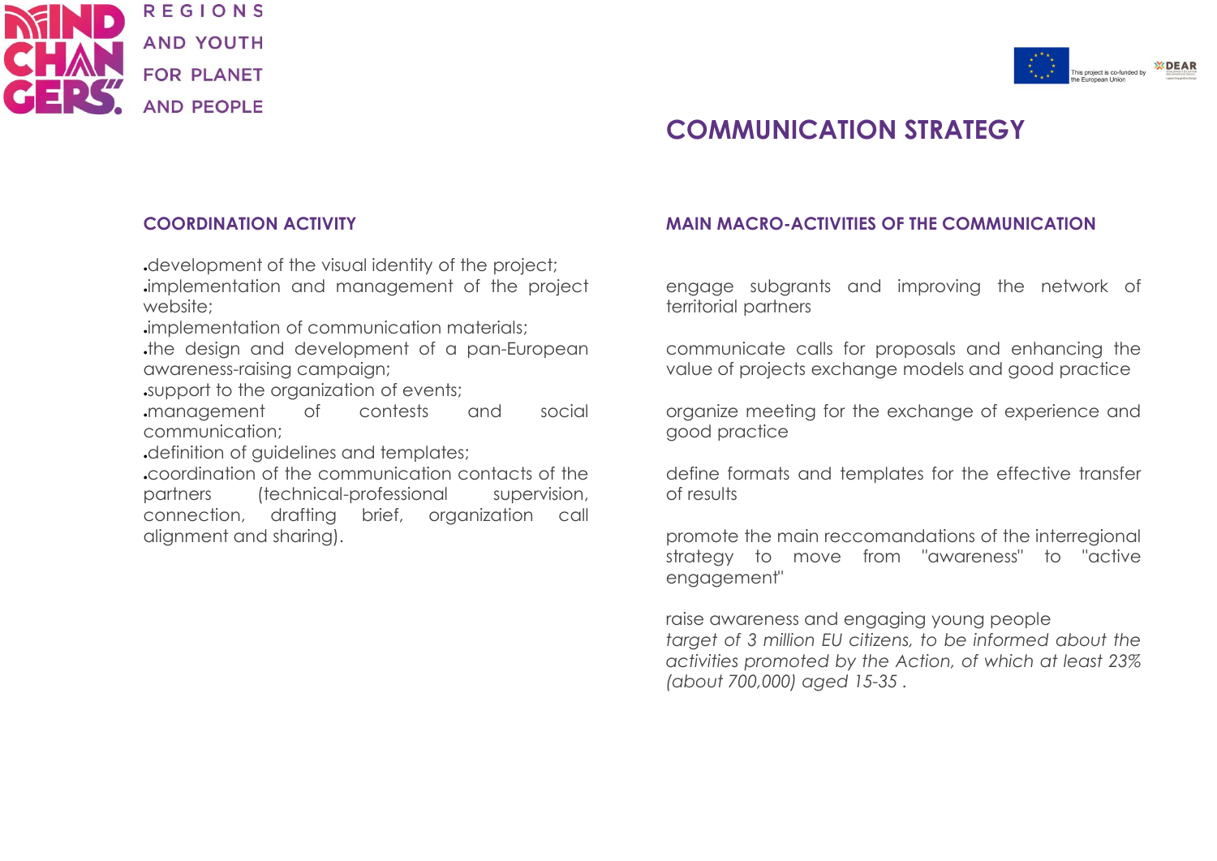# COMMUNICATION STRATEGY

## COORDINATION ACTIVITY

- development of the visual identity of the project;
- implementation and management of the project website;
- implementation of communication materials;
- the design and development of a pan-European awareness-raising campaign;
- support to the organization of events;
- management of contests and social communication;
- definition of guidelines and templates;
- coordination of the communication contacts of the partners (technical-professional supervision, connection, drafting brief, organization call alignment and sharing).

## MAIN MACRO-ACTIVITIES OF THE COMMUNICATION

engage subgrants and improving the network of territorial partners

communicate calls for proposals and enhancing the value of projects exchange models and good practice

organize meeting for the exchange of experience and good practice

define formats and templates for the effective transfer of results

promote the main reccomandations of the interregional strategy to move from "awareness" to "active engagement"

raise awareness and engaging young people
*target of 3 million EU citizens, to be informed about the activities promoted by the Action, of which at least 23% (about 700,000) aged 15-35 .*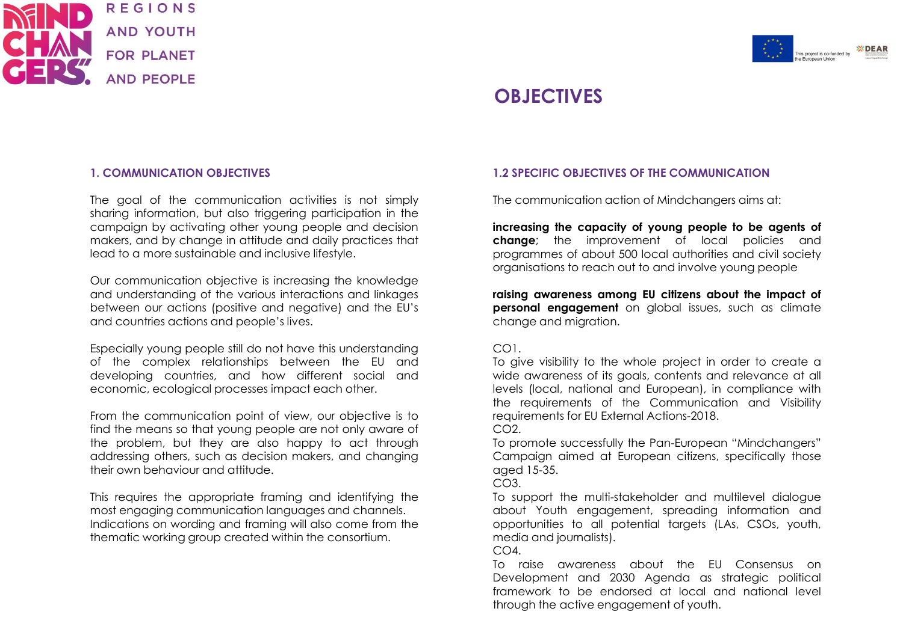# OBJECTIVES

## 1. COMMUNICATION OBJECTIVES

The goal of the communication activities is not simply sharing information, but also triggering participation in the campaign by activating other young people and decision makers, and by change in attitude and daily practices that lead to a more sustainable and inclusive lifestyle.

Our communication objective is increasing the knowledge and understanding of the various interactions and linkages between our actions (positive and negative) and the EU's and countries actions and people's lives.

Especially young people still do not have this understanding of the complex relationships between the EU and developing countries, and how different social and economic, ecological processes impact each other.

From the communication point of view, our objective is to find the means so that young people are not only aware of the problem, but they are also happy to act through addressing others, such as decision makers, and changing their own behaviour and attitude.

This requires the appropriate framing and identifying the most engaging communication languages and channels. Indications on wording and framing will also come from the thematic working group created within the consortium.

## 1.2 SPECIFIC OBJECTIVES OF THE COMMUNICATION

The communication action of Mindchangers aims at:

**increasing the capacity of young people to be agents of change**; the improvement of local policies and programmes of about 500 local authorities and civil society organisations to reach out to and involve young people

**raising awareness among EU citizens about the impact of personal engagement** on global issues, such as climate change and migration.

CO1.
To give visibility to the whole project in order to create a wide awareness of its goals, contents and relevance at all levels (local, national and European), in compliance with the requirements of the Communication and Visibility requirements for EU External Actions-2018.

CO2.
To promote successfully the Pan-European "Mindchangers" Campaign aimed at European citizens, specifically those aged 15-35.

CO3.
To support the multi-stakeholder and multilevel dialogue about Youth engagement, spreading information and opportunities to all potential targets (LAs, CSOs, youth, media and journalists).

CO4.
To raise awareness about the EU Consensus on Development and 2030 Agenda as strategic political framework to be endorsed at local and national level through the active engagement of youth.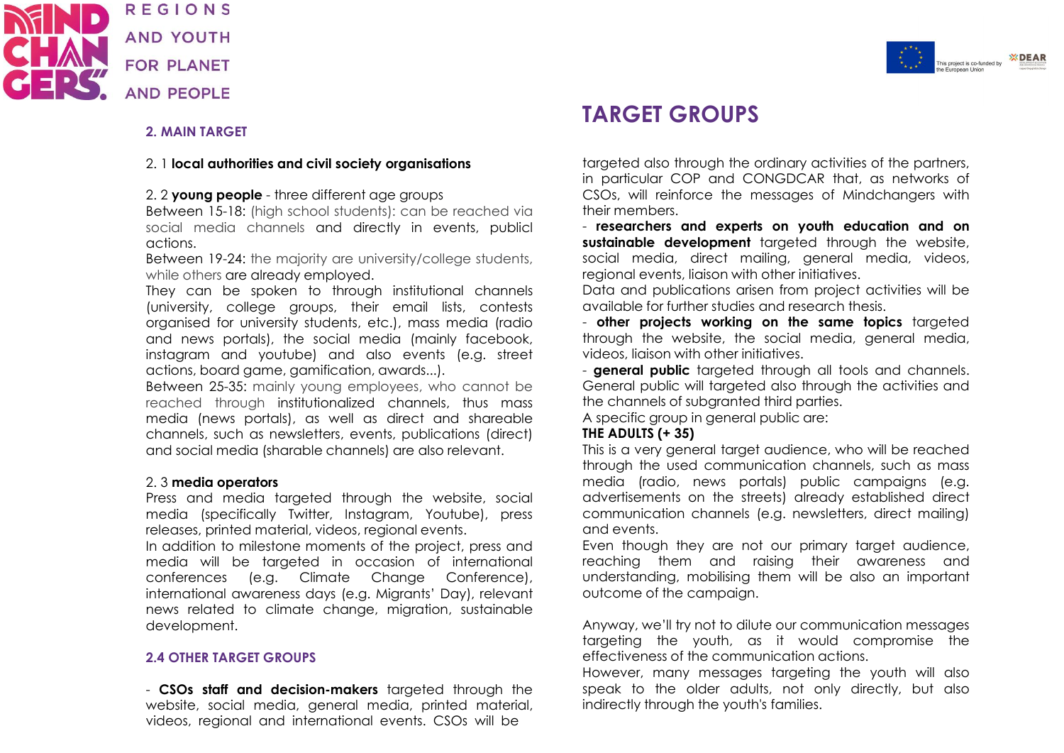# TARGET GROUPS

## 2. MAIN TARGET

2. 1 **local authorities and civil society organisations**

2. 2 **young people** - three different age groups

Between 15-18: (high school students): can be reached via social media channels and directly in events, publicl actions.

Between 19-24: the majority are university/college students, while others are already employed.

They can be spoken to through institutional channels (university, college groups, their email lists, contests organised for university students, etc.), mass media (radio and news portals), the social media (mainly facebook, instagram and youtube) and also events (e.g. street actions, board game, gamification, awards...).

Between 25-35: mainly young employees, who cannot be reached through institutionalized channels, thus mass media (news portals), as well as direct and shareable channels, such as newsletters, events, publications (direct) and social media (sharable channels) are also relevant.

2. 3 **media operators**

Press and media targeted through the website, social media (specifically Twitter, Instagram, Youtube), press releases, printed material, videos, regional events.

In addition to milestone moments of the project, press and media will be targeted in occasion of international conferences (e.g. Climate Change Conference), international awareness days (e.g. Migrants' Day), relevant news related to climate change, migration, sustainable development.

## 2.4 OTHER TARGET GROUPS

- **CSOs staff and decision-makers** targeted through the website, social media, general media, printed material, videos, regional and international events. CSOs will be targeted also through the ordinary activities of the partners, in particular COP and CONGDCAR that, as networks of CSOs, will reinforce the messages of Mindchangers with their members.
- **researchers and experts on youth education and on sustainable development** targeted through the website, social media, direct mailing, general media, videos, regional events, liaison with other initiatives.
Data and publications arisen from project activities will be available for further studies and research thesis.
- **other projects working on the same topics** targeted through the website, the social media, general media, videos, liaison with other initiatives.
- **general public** targeted through all tools and channels. General public will targeted also through the activities and the channels of subgranted third parties.

A specific group in general public are:

**THE ADULTS (+ 35)**

This is a very general target audience, who will be reached through the used communication channels, such as mass media (radio, news portals) public campaigns (e.g. advertisements on the streets) already established direct communication channels (e.g. newsletters, direct mailing) and events.

Even though they are not our primary target audience, reaching them and raising their awareness and understanding, mobilising them will be also an important outcome of the campaign.

Anyway, we'll try not to dilute our communication messages targeting the youth, as it would compromise the effectiveness of the communication actions.

However, many messages targeting the youth will also speak to the older adults, not only directly, but also indirectly through the youth's families.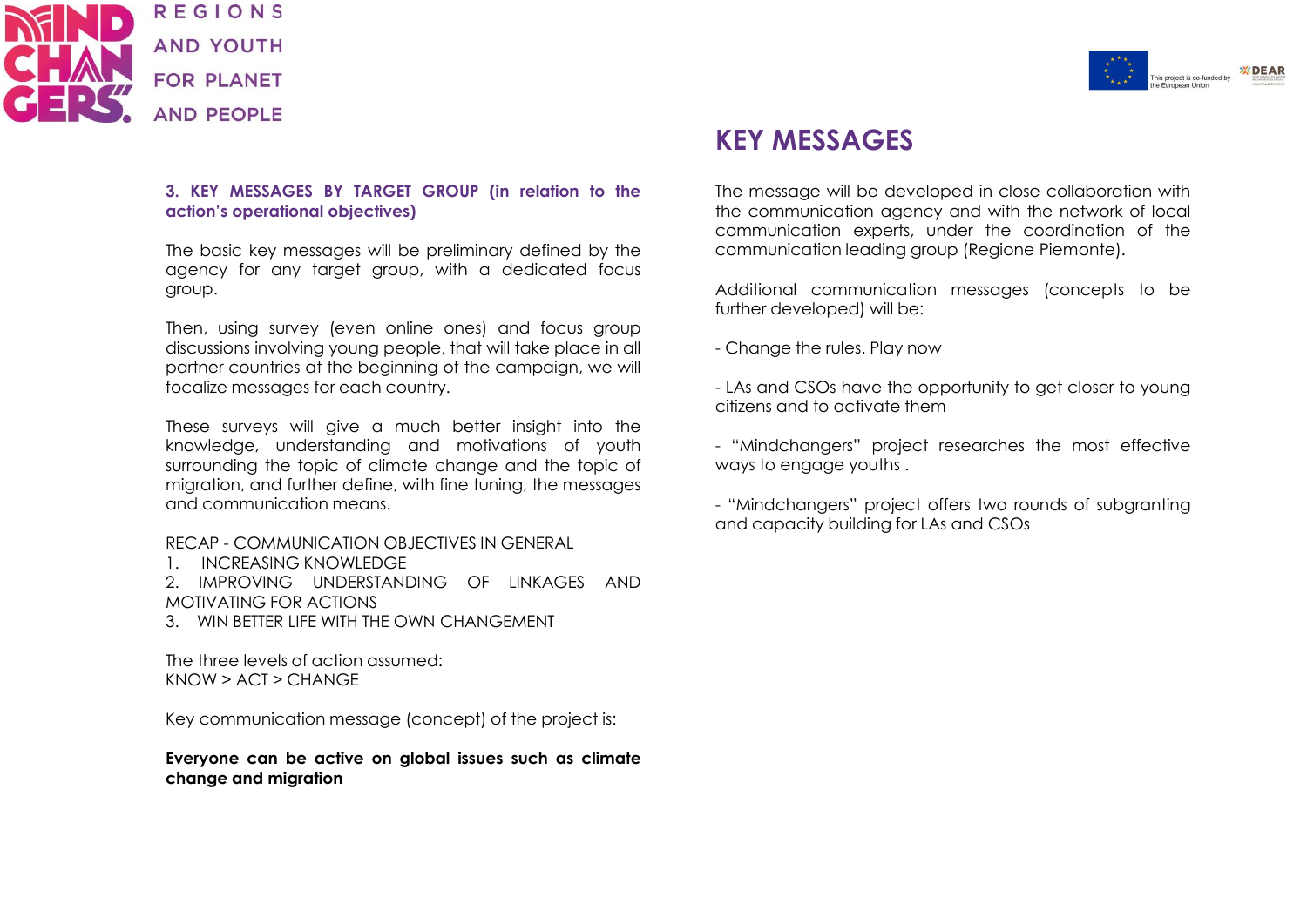### 3. KEY MESSAGES BY TARGET GROUP (in relation to the action's operational objectives)

The basic key messages will be preliminary defined by the agency for any target group, with a dedicated focus group.

Then, using survey (even online ones) and focus group discussions involving young people, that will take place in all partner countries at the beginning of the campaign, we will focalize messages for each country.

These surveys will give a much better insight into the knowledge, understanding and motivations of youth surrounding the topic of climate change and the topic of migration, and further define, with fine tuning, the messages and communication means.

RECAP - COMMUNICATION OBJECTIVES IN GENERAL
1. INCREASING KNOWLEDGE
2. IMPROVING UNDERSTANDING OF LINKAGES AND MOTIVATING FOR ACTIONS
3. WIN BETTER LIFE WITH THE OWN CHANGEMENT

The three levels of action assumed:
KNOW > ACT > CHANGE

Key communication message (concept) of the project is:

**Everyone can be active on global issues such as climate change and migration**

## KEY MESSAGES

The message will be developed in close collaboration with the communication agency and with the network of local communication experts, under the coordination of the communication leading group (Regione Piemonte).

Additional communication messages (concepts to be further developed) will be:

- Change the rules. Play now

- LAs and CSOs have the opportunity to get closer to young citizens and to activate them

- "Mindchangers" project researches the most effective ways to engage youths .

- "Mindchangers" project offers two rounds of subgranting and capacity building for LAs and CSOs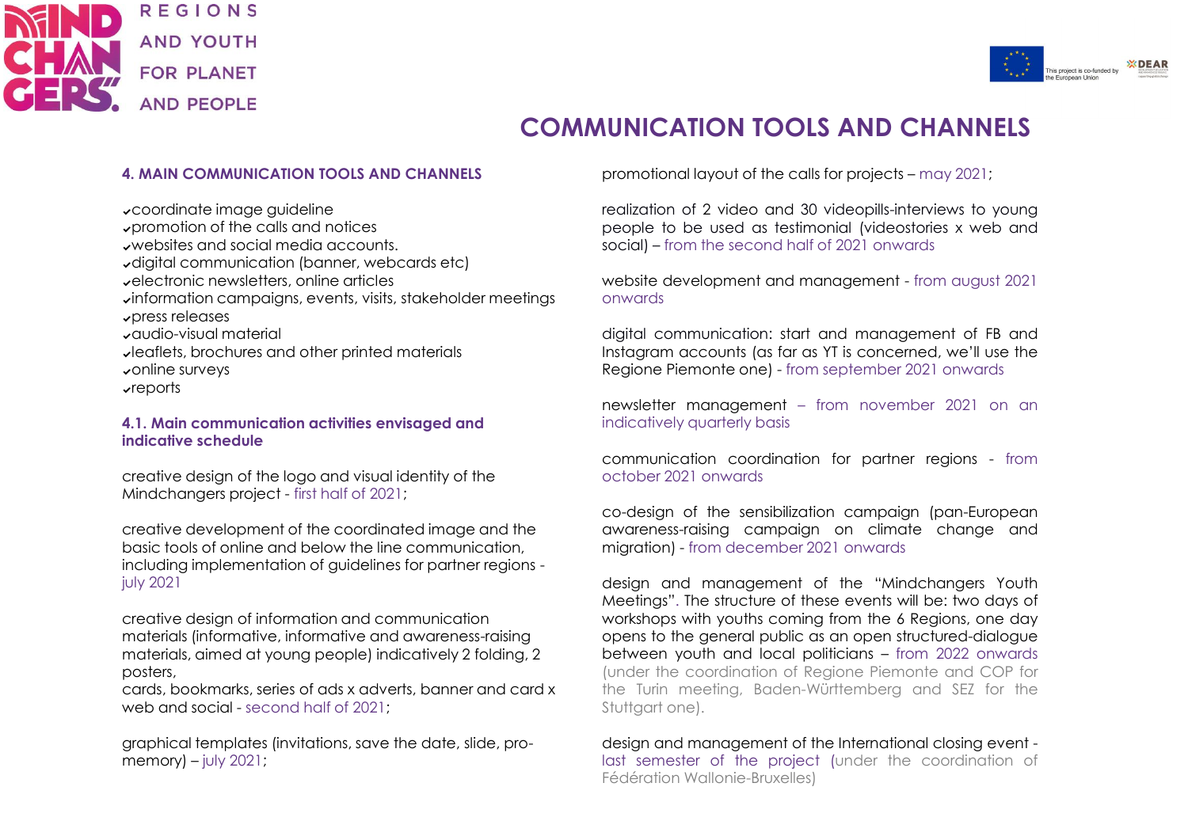# COMMUNICATION TOOLS AND CHANNELS

## 4. MAIN COMMUNICATION TOOLS AND CHANNELS

- ✔coordinate image guideline
- ✔promotion of the calls and notices
- ✔websites and social media accounts.
- ✔digital communication (banner, webcards etc)
- ✔electronic newsletters, online articles
- ✔information campaigns, events, visits, stakeholder meetings
- ✔press releases
- ✔audio-visual material
- ✔leaflets, brochures and other printed materials
- ✔online surveys
- ✔reports

### 4.1. Main communication activities envisaged and indicative schedule

creative design of the logo and visual identity of the Mindchangers project - first half of 2021;

creative development of the coordinated image and the basic tools of online and below the line communication, including implementation of guidelines for partner regions - july 2021

creative design of information and communication materials (informative, informative and awareness-raising materials, aimed at young people) indicatively 2 folding, 2 posters,
cards, bookmarks, series of ads x adverts, banner and card x web and social - second half of 2021;

graphical templates (invitations, save the date, slide, pro-memory) – july 2021;

promotional layout of the calls for projects – may 2021;

realization of 2 video and 30 videopills-interviews to young people to be used as testimonial (videostories x web and social) – from the second half of 2021 onwards

website development and management - from august 2021 onwards

digital communication: start and management of FB and Instagram accounts (as far as YT is concerned, we'll use the Regione Piemonte one) - from september 2021 onwards

newsletter management – from november 2021 on an indicatively quarterly basis

communication coordination for partner regions - from october 2021 onwards

co-design of the sensibilization campaign (pan-European awareness-raising campaign on climate change and migration) - from december 2021 onwards

design and management of the "Mindchangers Youth Meetings". The structure of these events will be: two days of workshops with youths coming from the 6 Regions, one day opens to the general public as an open structured-dialogue between youth and local politicians – from 2022 onwards (under the coordination of Regione Piemonte and COP for the Turin meeting, Baden-Württemberg and SEZ for the Stuttgart one).

design and management of the International closing event - last semester of the project (under the coordination of Fédération Wallonie-Bruxelles)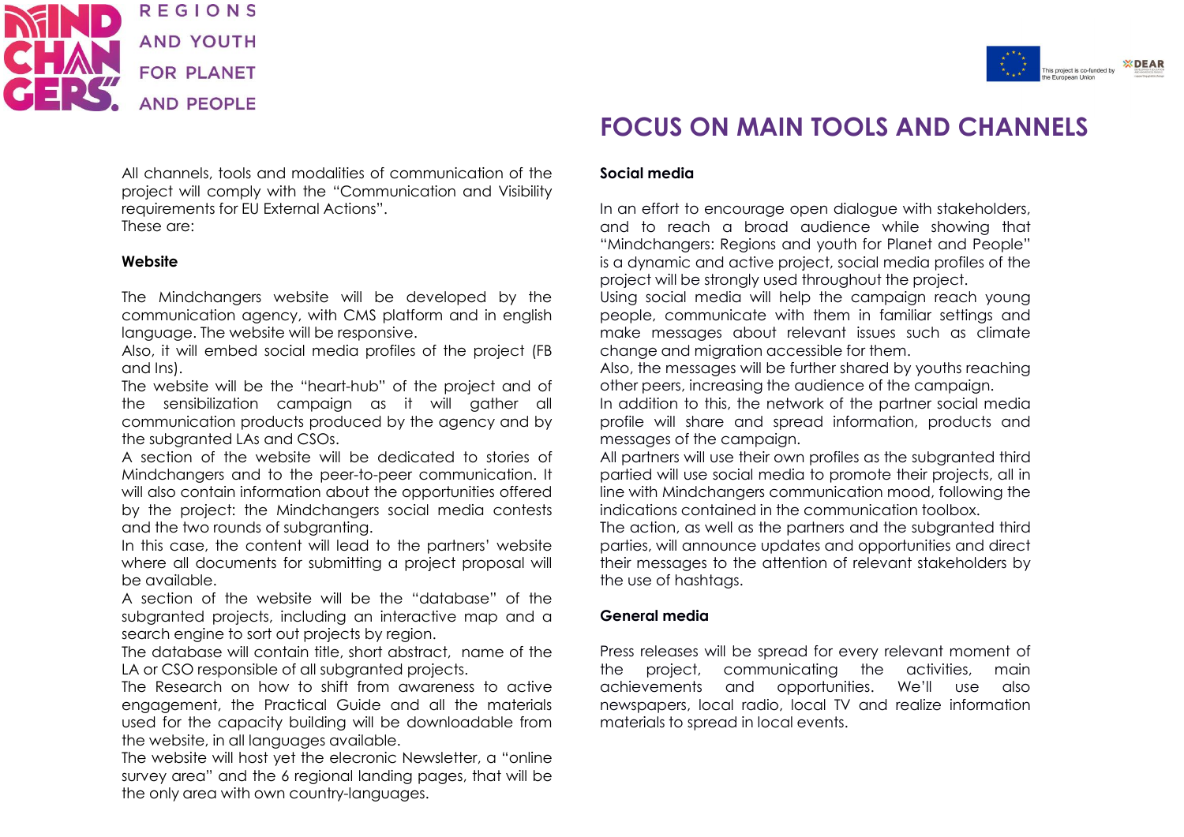# FOCUS ON MAIN TOOLS AND CHANNELS

All channels, tools and modalities of communication of the project will comply with the "Communication and Visibility requirements for EU External Actions".
These are:

**Website**

The Mindchangers website will be developed by the communication agency, with CMS platform and in english language. The website will be responsive.
Also, it will embed social media profiles of the project (FB and Ins).
The website will be the "heart-hub" of the project and of the sensibilization campaign as it will gather all communication products produced by the agency and by the subgranted LAs and CSOs.
A section of the website will be dedicated to stories of Mindchangers and to the peer-to-peer communication. It will also contain information about the opportunities offered by the project: the Mindchangers social media contests and the two rounds of subgranting.
In this case, the content will lead to the partners' website where all documents for submitting a project proposal will be available.
A section of the website will be the "database" of the subgranted projects, including an interactive map and a search engine to sort out projects by region.
The database will contain title, short abstract, name of the LA or CSO responsible of all subgranted projects.
The Research on how to shift from awareness to active engagement, the Practical Guide and all the materials used for the capacity building will be downloadable from the website, in all languages available.
The website will host yet the elecronic Newsletter, a "online survey area" and the 6 regional landing pages, that will be the only area with own country-languages.

**Social media**

In an effort to encourage open dialogue with stakeholders, and to reach a broad audience while showing that "Mindchangers: Regions and youth for Planet and People" is a dynamic and active project, social media profiles of the project will be strongly used throughout the project.
Using social media will help the campaign reach young people, communicate with them in familiar settings and make messages about relevant issues such as climate change and migration accessible for them.
Also, the messages will be further shared by youths reaching other peers, increasing the audience of the campaign.
In addition to this, the network of the partner social media profile will share and spread information, products and messages of the campaign.
All partners will use their own profiles as the subgranted third partied will use social media to promote their projects, all in line with Mindchangers communication mood, following the indications contained in the communication toolbox.
The action, as well as the partners and the subgranted third parties, will announce updates and opportunities and direct their messages to the attention of relevant stakeholders by the use of hashtags.

**General media**

Press releases will be spread for every relevant moment of the project, communicating the activities, main achievements and opportunities. We'll use also newspapers, local radio, local TV and realize information materials to spread in local events.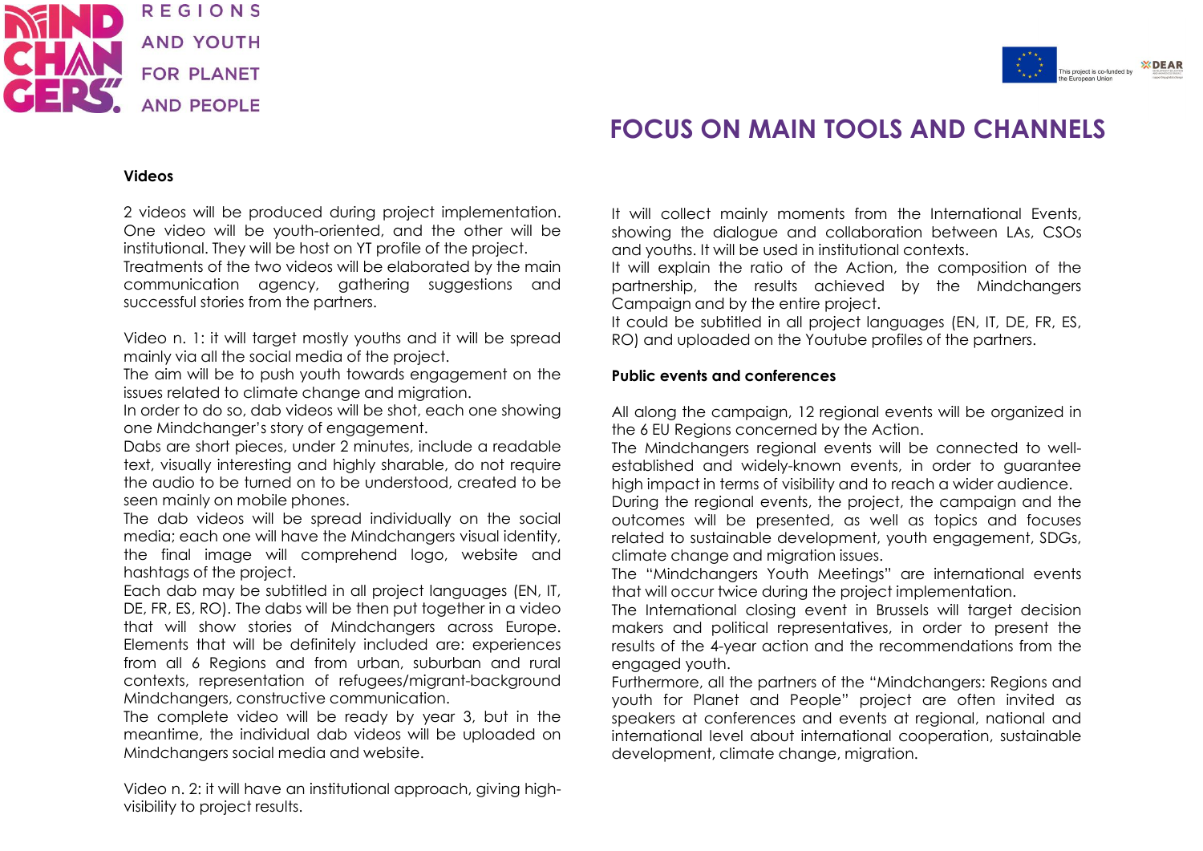# FOCUS ON MAIN TOOLS AND CHANNELS

**Videos**

2 videos will be produced during project implementation. One video will be youth-oriented, and the other will be institutional. They will be host on YT profile of the project.
Treatments of the two videos will be elaborated by the main communication agency, gathering suggestions and successful stories from the partners.

Video n. 1: it will target mostly youths and it will be spread mainly via all the social media of the project.
The aim will be to push youth towards engagement on the issues related to climate change and migration.
In order to do so, dab videos will be shot, each one showing one Mindchanger's story of engagement.
Dabs are short pieces, under 2 minutes, include a readable text, visually interesting and highly sharable, do not require the audio to be turned on to be understood, created to be seen mainly on mobile phones.
The dab videos will be spread individually on the social media; each one will have the Mindchangers visual identity, the final image will comprehend logo, website and hashtags of the project.
Each dab may be subtitled in all project languages (EN, IT, DE, FR, ES, RO). The dabs will be then put together in a video that will show stories of Mindchangers across Europe. Elements that will be definitely included are: experiences from all 6 Regions and from urban, suburban and rural contexts, representation of refugees/migrant-background Mindchangers, constructive communication.
The complete video will be ready by year 3, but in the meantime, the individual dab videos will be uploaded on Mindchangers social media and website.

Video n. 2: it will have an institutional approach, giving high-visibility to project results.
It will collect mainly moments from the International Events, showing the dialogue and collaboration between LAs, CSOs and youths. It will be used in institutional contexts.
It will explain the ratio of the Action, the composition of the partnership, the results achieved by the Mindchangers Campaign and by the entire project.
It could be subtitled in all project languages (EN, IT, DE, FR, ES, RO) and uploaded on the Youtube profiles of the partners.

**Public events and conferences**

All along the campaign, 12 regional events will be organized in the 6 EU Regions concerned by the Action.
The Mindchangers regional events will be connected to well-established and widely-known events, in order to guarantee high impact in terms of visibility and to reach a wider audience.
During the regional events, the project, the campaign and the outcomes will be presented, as well as topics and focuses related to sustainable development, youth engagement, SDGs, climate change and migration issues.
The "Mindchangers Youth Meetings" are international events that will occur twice during the project implementation.
The International closing event in Brussels will target decision makers and political representatives, in order to present the results of the 4-year action and the recommendations from the engaged youth.
Furthermore, all the partners of the "Mindchangers: Regions and youth for Planet and People" project are often invited as speakers at conferences and events at regional, national and international level about international cooperation, sustainable development, climate change, migration.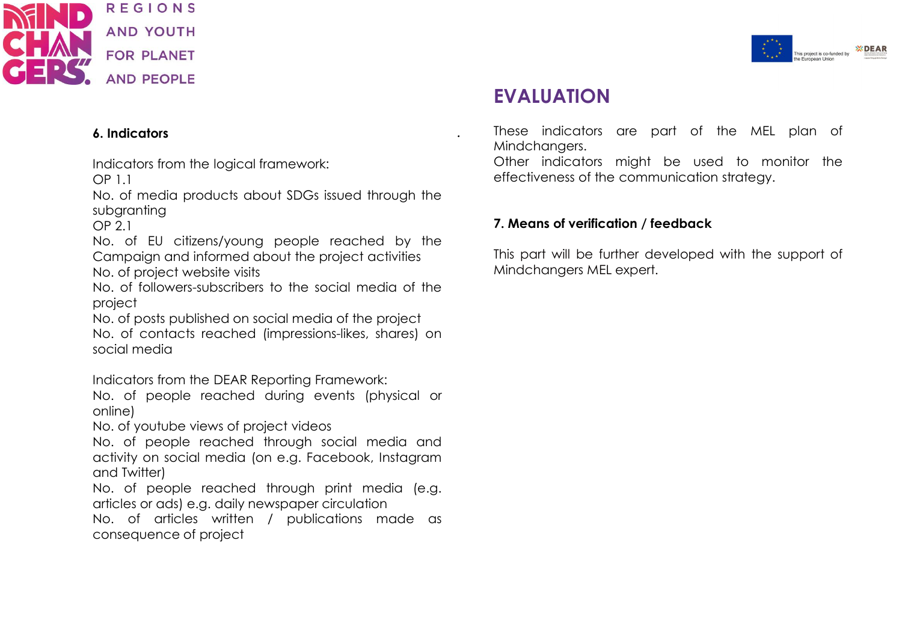### 6. Indicators

Indicators from the logical framework:
OP 1.1
No. of media products about SDGs issued through the subgranting
OP 2.1
No. of EU citizens/young people reached by the Campaign and informed about the project activities
No. of project website visits
No. of followers-subscribers to the social media of the project
No. of posts published on social media of the project
No. of contacts reached (impressions-likes, shares) on social media

Indicators from the DEAR Reporting Framework:
No. of people reached during events (physical or online)
No. of youtube views of project videos
No. of people reached through social media and activity on social media (on e.g. Facebook, Instagram and Twitter)
No. of people reached through print media (e.g. articles or ads) e.g. daily newspaper circulation
No. of articles written / publications made as consequence of project

## EVALUATION

These indicators are part of the MEL plan of Mindchangers.
Other indicators might be used to monitor the effectiveness of the communication strategy.

### 7. Means of verification / feedback

This part will be further developed with the support of Mindchangers MEL expert.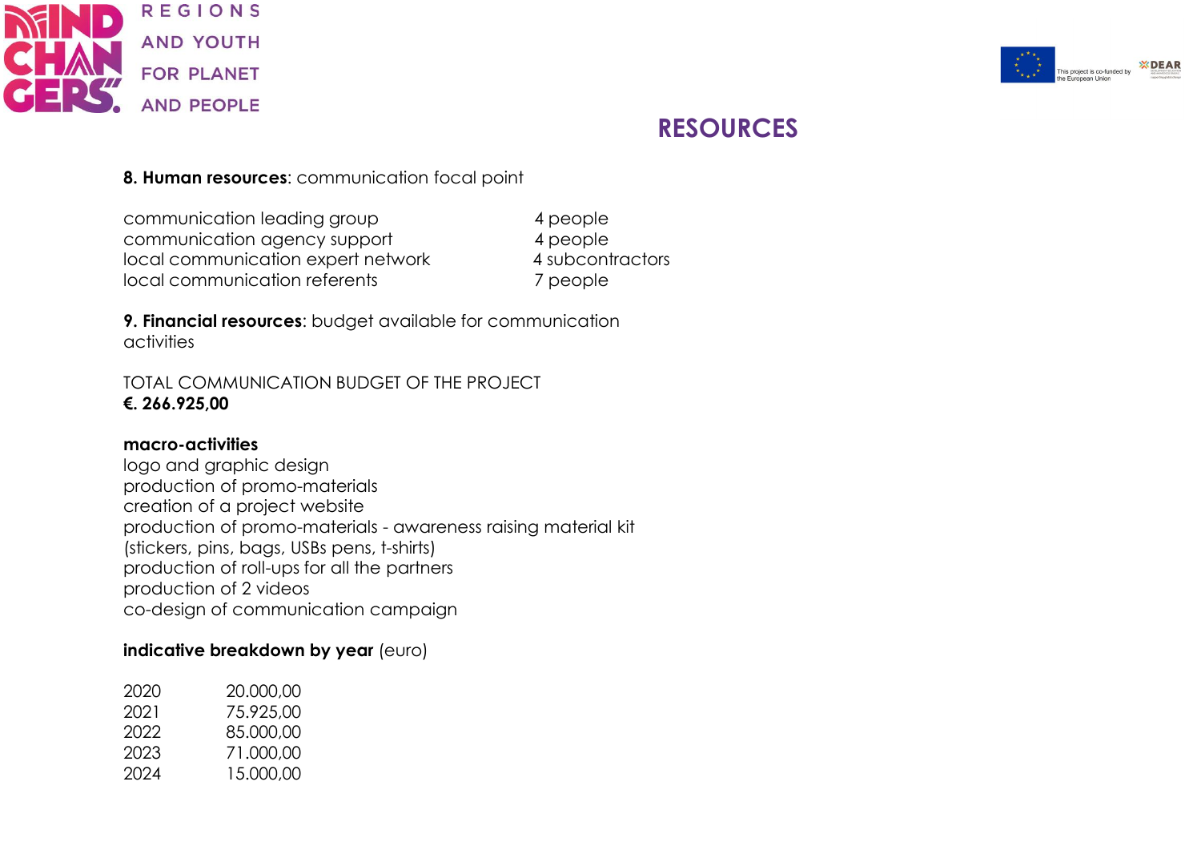# RESOURCES

**8. Human resources**: communication focal point

| | |
|---|---|
| communication leading group | 4 people |
| communication agency support | 4 people |
| local communication expert network | 4 subcontractors |
| local communication referents | 7 people |

**9. Financial resources**: budget available for communication activities

TOTAL COMMUNICATION BUDGET OF THE PROJECT
**€. 266.925,00**

**macro-activities**

logo and graphic design
production of promo-materials
creation of a project website
production of promo-materials - awareness raising material kit (stickers, pins, bags, USBs pens, t-shirts)
production of roll-ups for all the partners
production of 2 videos
co-design of communication campaign

**indicative breakdown by year** (euro)

| | |
|---|---|
| 2020 | 20.000,00 |
| 2021 | 75.925,00 |
| 2022 | 85.000,00 |
| 2023 | 71.000,00 |
| 2024 | 15.000,00 |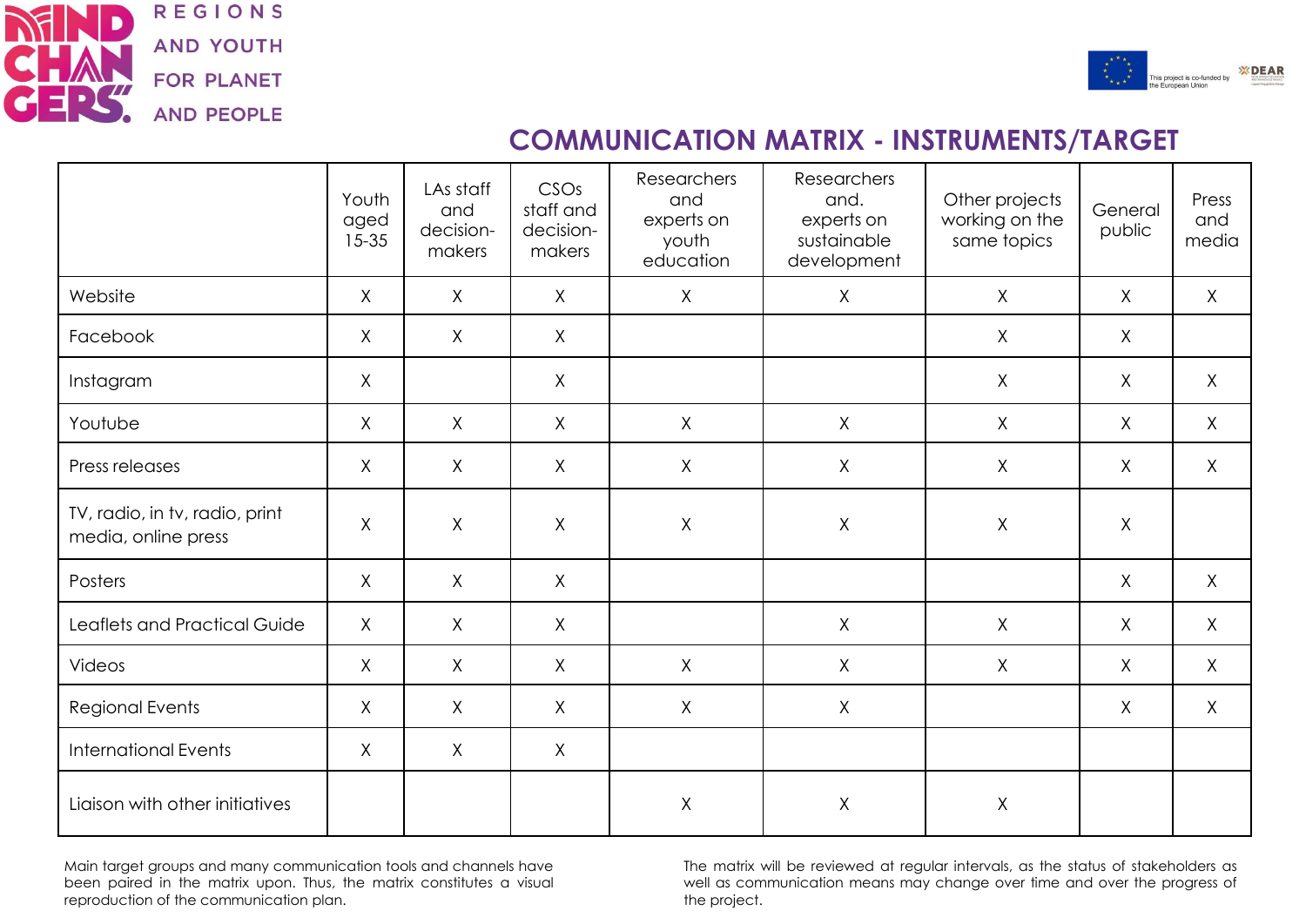# COMMUNICATION MATRIX - INSTRUMENTS/TARGET

| | Youth aged 15-35 | LAs staff and decision-makers | CSOs staff and decision-makers | Researchers and experts on youth education | Researchers and. experts on sustainable development | Other projects working on the same topics | General public | Press and media |
|---|---|---|---|---|---|---|---|---|
| Website | X | X | X | X | X | X | X | X |
| Facebook | X | X | X | | | X | X | |
| Instagram | X | | X | | | X | X | X |
| Youtube | X | X | X | X | X | X | X | X |
| Press releases | X | X | X | X | X | X | X | X |
| TV, radio, in tv, radio, print media, online press | X | X | X | X | X | X | X | |
| Posters | X | X | X | | | | X | X |
| Leaflets and Practical Guide | X | X | X | | X | X | X | X |
| Videos | X | X | X | X | X | X | X | X |
| Regional Events | X | X | X | X | X | | X | X |
| International Events | X | X | X | | | | | |
| Liaison with other initiatives | | | | X | X | X | | |

Main target groups and many communication tools and channels have been paired in the matrix upon. Thus, the matrix constitutes a visual reproduction of the communication plan.

The matrix will be reviewed at regular intervals, as the status of stakeholders as well as communication means may change over time and over the progress of the project.